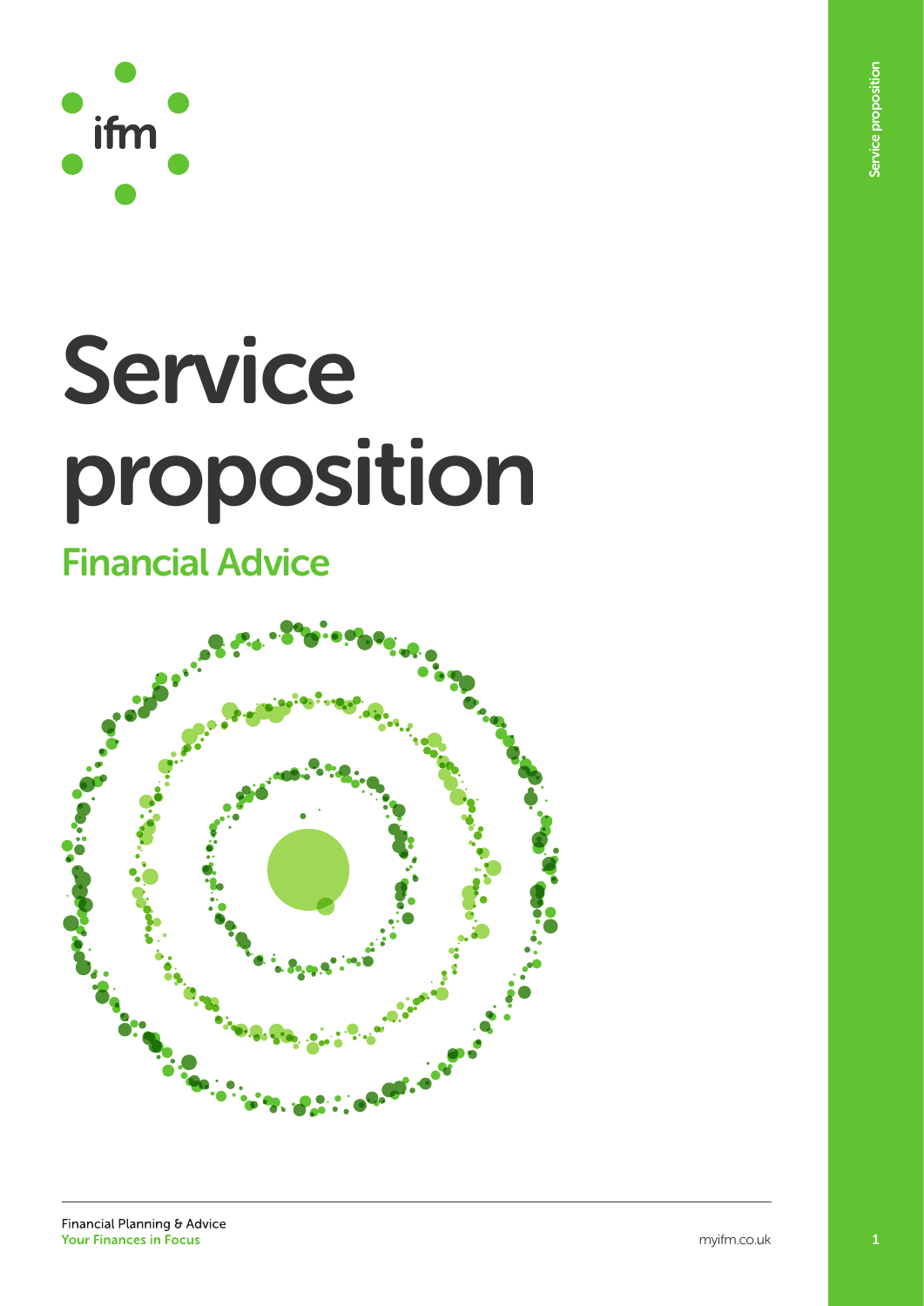ifm

# Service proposition

## Financial Advice

Financial Planning & Advice
**Your Finances in Focus**

myifm.co.uk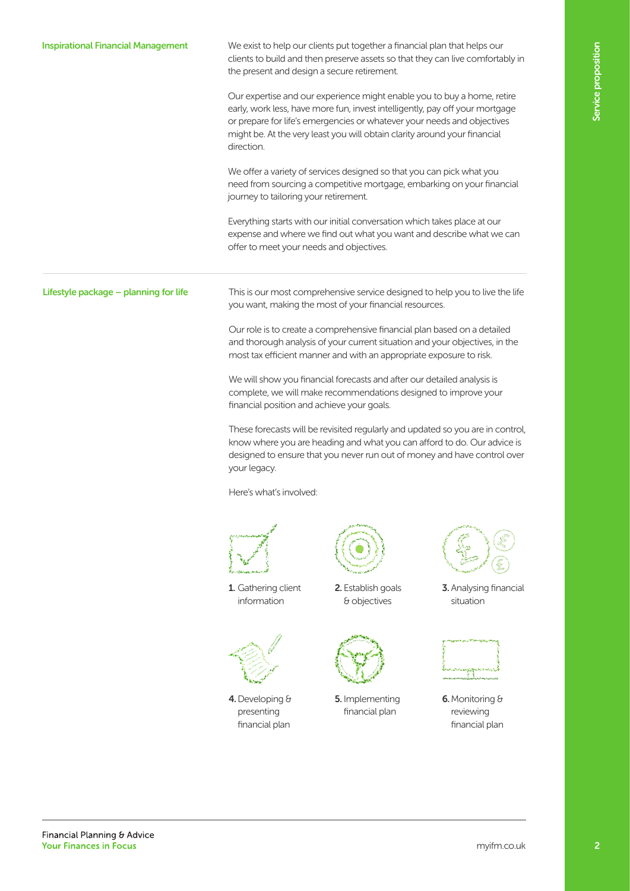## Inspirational Financial Management

We exist to help our clients put together a financial plan that helps our clients to build and then preserve assets so that they can live comfortably in the present and design a secure retirement.

Our expertise and our experience might enable you to buy a home, retire early, work less, have more fun, invest intelligently, pay off your mortgage or prepare for life's emergencies or whatever your needs and objectives might be. At the very least you will obtain clarity around your financial direction.

We offer a variety of services designed so that you can pick what you need from sourcing a competitive mortgage, embarking on your financial journey to tailoring your retirement.

Everything starts with our initial conversation which takes place at our expense and where we find out what you want and describe what we can offer to meet your needs and objectives.

## Lifestyle package – planning for life

This is our most comprehensive service designed to help you to live the life you want, making the most of your financial resources.

Our role is to create a comprehensive financial plan based on a detailed and thorough analysis of your current situation and your objectives, in the most tax efficient manner and with an appropriate exposure to risk.

We will show you financial forecasts and after our detailed analysis is complete, we will make recommendations designed to improve your financial position and achieve your goals.

These forecasts will be revisited regularly and updated so you are in control, know where you are heading and what you can afford to do. Our advice is designed to ensure that you never run out of money and have control over your legacy.

Here's what's involved:

1. Gathering client information
2. Establish goals & objectives
3. Analysing financial situation
4. Developing & presenting financial plan
5. Implementing financial plan
6. Monitoring & reviewing financial plan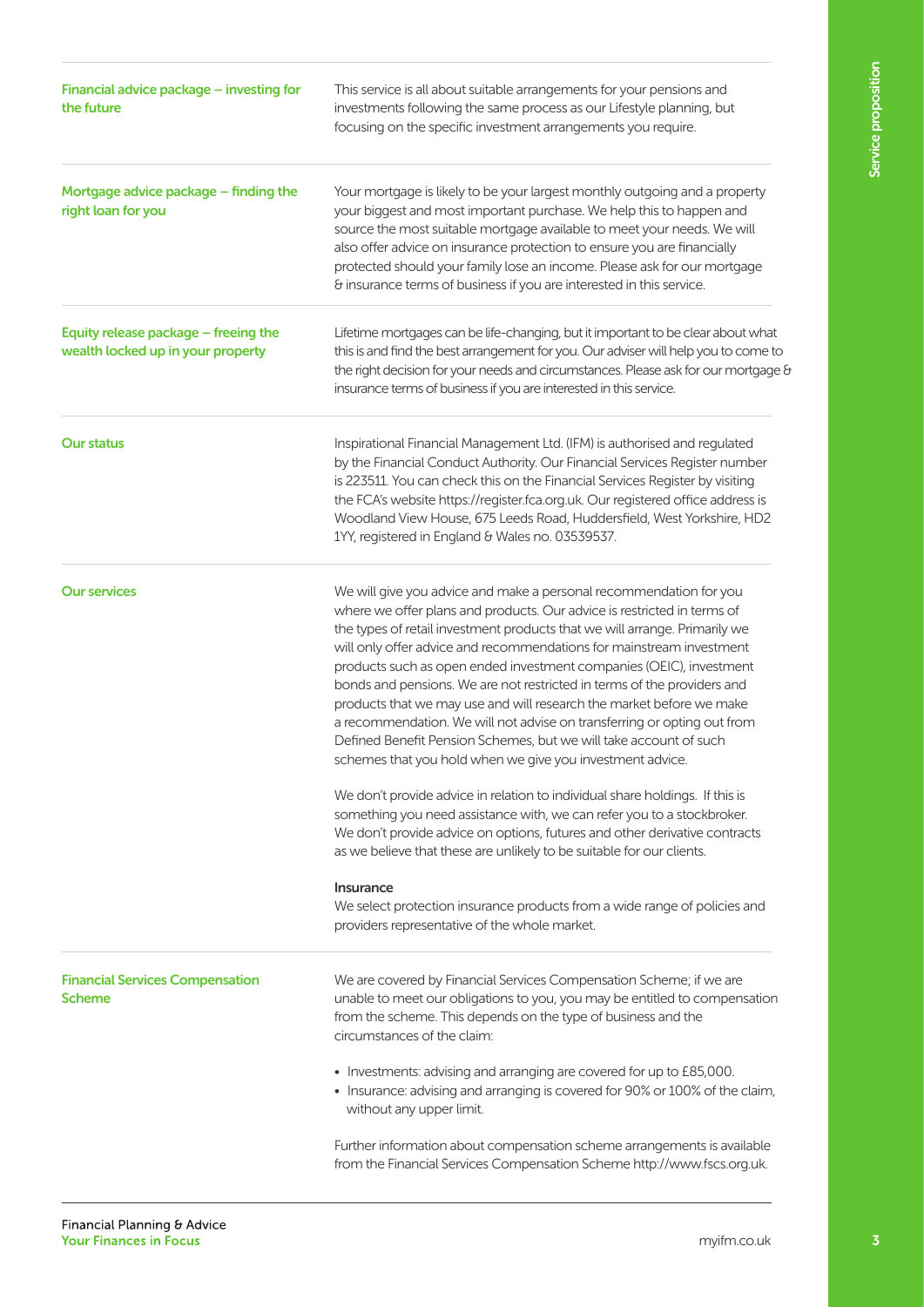### Financial advice package – investing for the future

This service is all about suitable arrangements for your pensions and investments following the same process as our Lifestyle planning, but focusing on the specific investment arrangements you require.

### Mortgage advice package – finding the right loan for you

Your mortgage is likely to be your largest monthly outgoing and a property your biggest and most important purchase. We help this to happen and source the most suitable mortgage available to meet your needs. We will also offer advice on insurance protection to ensure you are financially protected should your family lose an income. Please ask for our mortgage & insurance terms of business if you are interested in this service.

### Equity release package – freeing the wealth locked up in your property

Lifetime mortgages can be life-changing, but it important to be clear about what this is and find the best arrangement for you. Our adviser will help you to come to the right decision for your needs and circumstances. Please ask for our mortgage & insurance terms of business if you are interested in this service.

### Our status

Inspirational Financial Management Ltd. (IFM) is authorised and regulated by the Financial Conduct Authority. Our Financial Services Register number is 223511. You can check this on the Financial Services Register by visiting the FCA's website https://register.fca.org.uk. Our registered office address is Woodland View House, 675 Leeds Road, Huddersfield, West Yorkshire, HD2 1YY, registered in England & Wales no. 03539537.

### Our services

We will give you advice and make a personal recommendation for you where we offer plans and products. Our advice is restricted in terms of the types of retail investment products that we will arrange. Primarily we will only offer advice and recommendations for mainstream investment products such as open ended investment companies (OEIC), investment bonds and pensions. We are not restricted in terms of the providers and products that we may use and will research the market before we make a recommendation. We will not advise on transferring or opting out from Defined Benefit Pension Schemes, but we will take account of such schemes that you hold when we give you investment advice.

We don't provide advice in relation to individual share holdings. If this is something you need assistance with, we can refer you to a stockbroker. We don't provide advice on options, futures and other derivative contracts as we believe that these are unlikely to be suitable for our clients.

**Insurance**

We select protection insurance products from a wide range of policies and providers representative of the whole market.

### Financial Services Compensation Scheme

We are covered by Financial Services Compensation Scheme; if we are unable to meet our obligations to you, you may be entitled to compensation from the scheme. This depends on the type of business and the circumstances of the claim:

- Investments: advising and arranging are covered for up to £85,000.
- Insurance: advising and arranging is covered for 90% or 100% of the claim, without any upper limit.

Further information about compensation scheme arrangements is available from the Financial Services Compensation Scheme http://www.fscs.org.uk.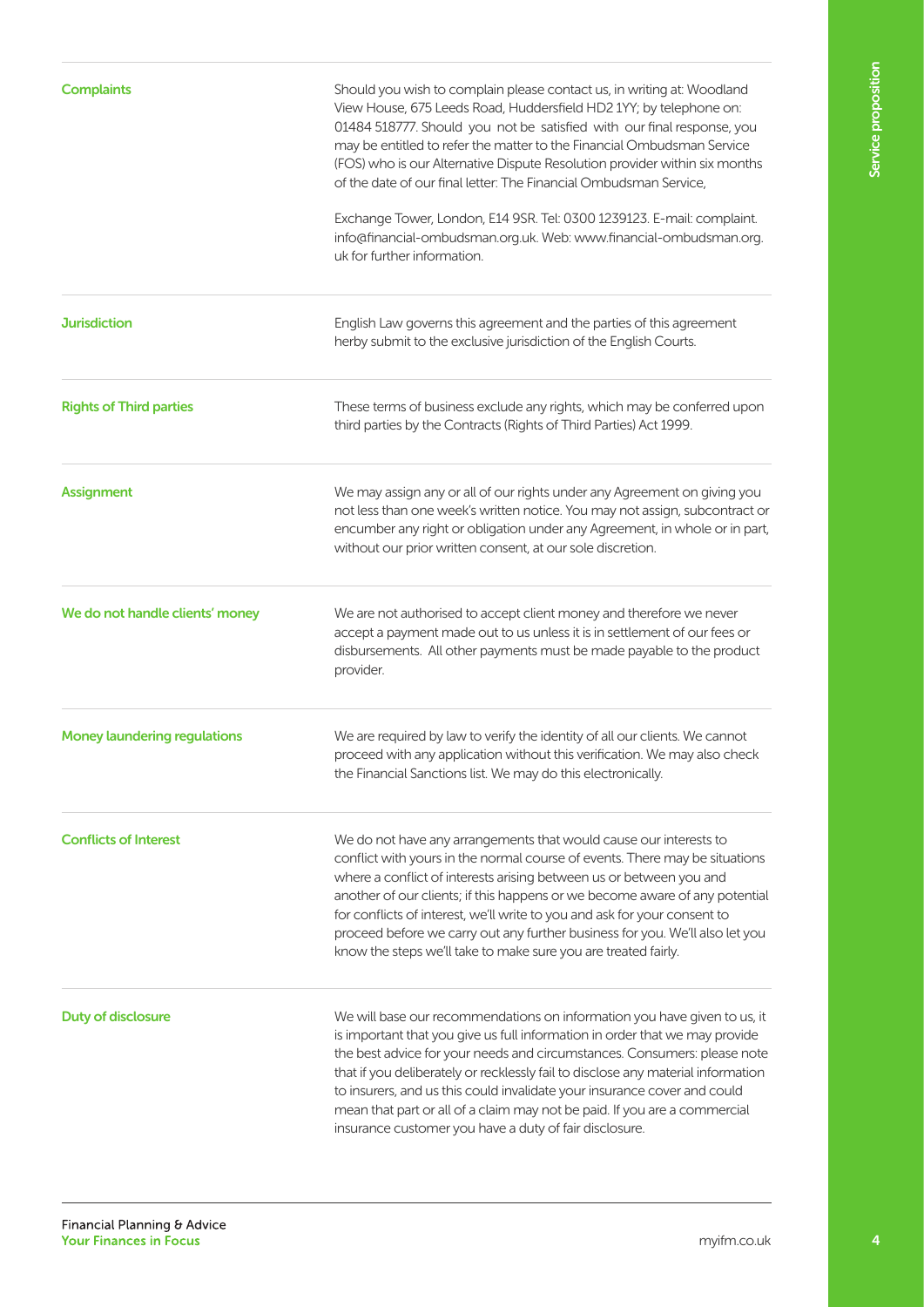## Complaints

Should you wish to complain please contact us, in writing at: Woodland View House, 675 Leeds Road, Huddersfield HD2 1YY; by telephone on: 01484 518777. Should you not be satisfied with our final response, you may be entitled to refer the matter to the Financial Ombudsman Service (FOS) who is our Alternative Dispute Resolution provider within six months of the date of our final letter: The Financial Ombudsman Service,

Exchange Tower, London, E14 9SR. Tel: 0300 1239123. E-mail: complaint.info@financial-ombudsman.org.uk. Web: www.financial-ombudsman.org.uk for further information.

## Jurisdiction

English Law governs this agreement and the parties of this agreement herby submit to the exclusive jurisdiction of the English Courts.

## Rights of Third parties

These terms of business exclude any rights, which may be conferred upon third parties by the Contracts (Rights of Third Parties) Act 1999.

## Assignment

We may assign any or all of our rights under any Agreement on giving you not less than one week's written notice. You may not assign, subcontract or encumber any right or obligation under any Agreement, in whole or in part, without our prior written consent, at our sole discretion.

## We do not handle clients' money

We are not authorised to accept client money and therefore we never accept a payment made out to us unless it is in settlement of our fees or disbursements. All other payments must be made payable to the product provider.

## Money laundering regulations

We are required by law to verify the identity of all our clients. We cannot proceed with any application without this verification. We may also check the Financial Sanctions list. We may do this electronically.

## Conflicts of Interest

We do not have any arrangements that would cause our interests to conflict with yours in the normal course of events. There may be situations where a conflict of interests arising between us or between you and another of our clients; if this happens or we become aware of any potential for conflicts of interest, we'll write to you and ask for your consent to proceed before we carry out any further business for you. We'll also let you know the steps we'll take to make sure you are treated fairly.

## Duty of disclosure

We will base our recommendations on information you have given to us, it is important that you give us full information in order that we may provide the best advice for your needs and circumstances. Consumers: please note that if you deliberately or recklessly fail to disclose any material information to insurers, and us this could invalidate your insurance cover and could mean that part or all of a claim may not be paid. If you are a commercial insurance customer you have a duty of fair disclosure.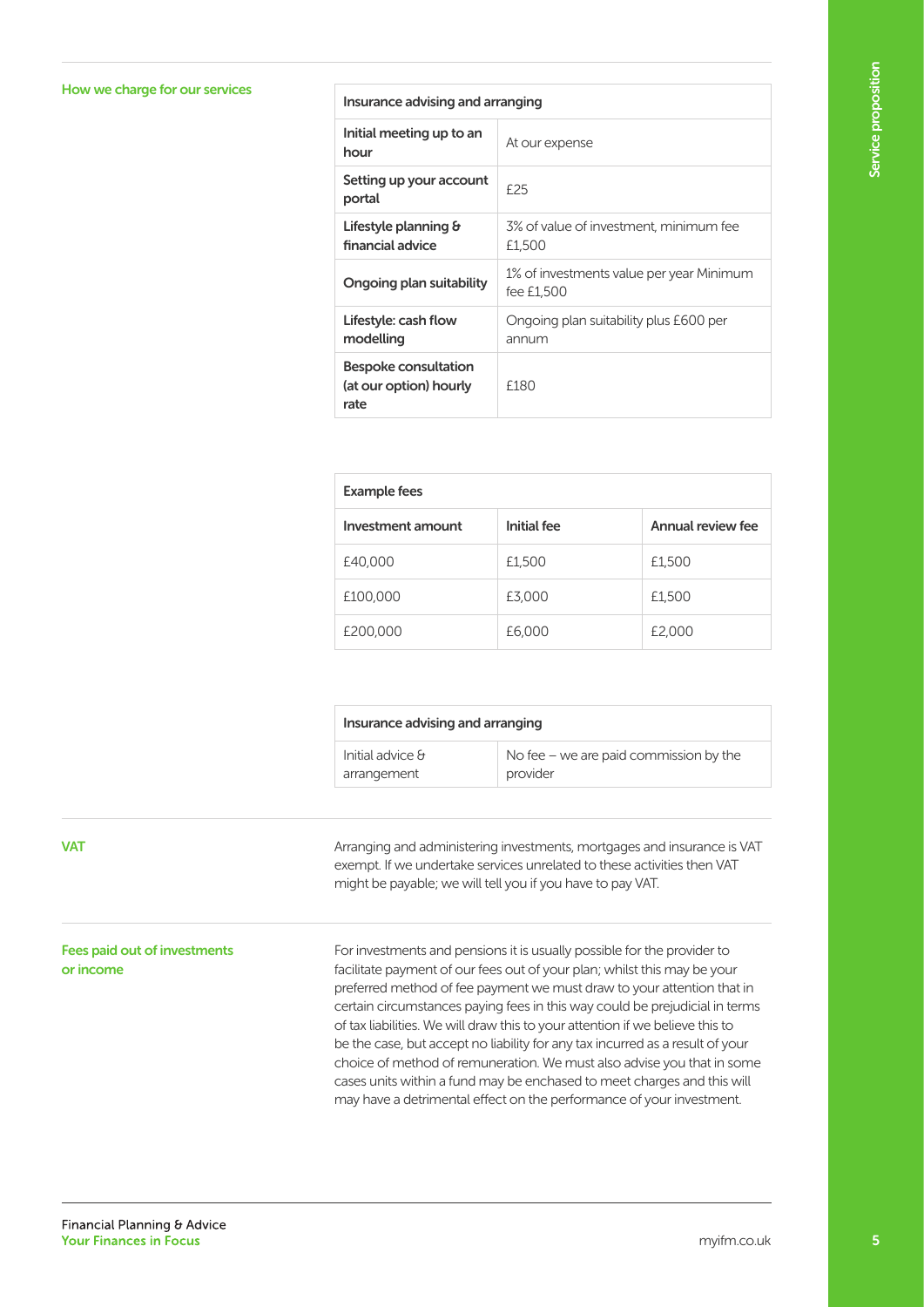## How we charge for our services

| Insurance advising and arranging | |
|---|---|
| **Initial meeting up to an hour** | At our expense |
| **Setting up your account portal** | £25 |
| **Lifestyle planning & financial advice** | 3% of value of investment, minimum fee £1,500 |
| **Ongoing plan suitability** | 1% of investments value per year Minimum fee £1,500 |
| **Lifestyle: cash flow modelling** | Ongoing plan suitability plus £600 per annum |
| **Bespoke consultation (at our option) hourly rate** | £180 |

| Example fees | | |
|---|---|---|
| **Investment amount** | **Initial fee** | **Annual review fee** |
| £40,000 | £1,500 | £1,500 |
| £100,000 | £3,000 | £1,500 |
| £200,000 | £6,000 | £2,000 |

| Insurance advising and arranging | |
|---|---|
| Initial advice & arrangement | No fee – we are paid commission by the provider |

## VAT

Arranging and administering investments, mortgages and insurance is VAT exempt. If we undertake services unrelated to these activities then VAT might be payable; we will tell you if you have to pay VAT.

## Fees paid out of investments or income

For investments and pensions it is usually possible for the provider to facilitate payment of our fees out of your plan; whilst this may be your preferred method of fee payment we must draw to your attention that in certain circumstances paying fees in this way could be prejudicial in terms of tax liabilities. We will draw this to your attention if we believe this to be the case, but accept no liability for any tax incurred as a result of your choice of method of remuneration. We must also advise you that in some cases units within a fund may be enchased to meet charges and this will may have a detrimental effect on the performance of your investment.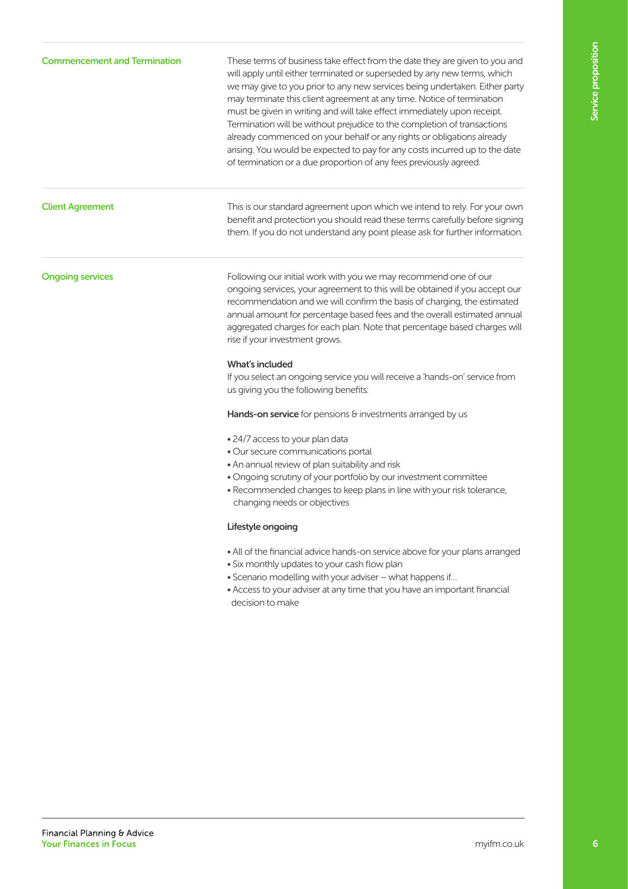## Commencement and Termination

These terms of business take effect from the date they are given to you and will apply until either terminated or superseded by any new terms, which we may give to you prior to any new services being undertaken. Either party may terminate this client agreement at any time. Notice of termination must be given in writing and will take effect immediately upon receipt. Termination will be without prejudice to the completion of transactions already commenced on your behalf or any rights or obligations already arising. You would be expected to pay for any costs incurred up to the date of termination or a due proportion of any fees previously agreed.

## Client Agreement

This is our standard agreement upon which we intend to rely. For your own benefit and protection you should read these terms carefully before signing them. If you do not understand any point please ask for further information.

## Ongoing services

Following our initial work with you we may recommend one of our ongoing services, your agreement to this will be obtained if you accept our recommendation and we will confirm the basis of charging, the estimated annual amount for percentage based fees and the overall estimated annual aggregated charges for each plan. Note that percentage based charges will rise if your investment grows.

### What's included

If you select an ongoing service you will receive a 'hands-on' service from us giving you the following benefits:

**Hands-on service** for pensions & investments arranged by us

- 24/7 access to your plan data
- Our secure communications portal
- An annual review of plan suitability and risk
- Ongoing scrutiny of your portfolio by our investment committee
- Recommended changes to keep plans in line with your risk tolerance, changing needs or objectives

### Lifestyle ongoing

- All of the financial advice hands-on service above for your plans arranged
- Six monthly updates to your cash flow plan
- Scenario modelling with your adviser – what happens if…
- Access to your adviser at any time that you have an important financial decision to make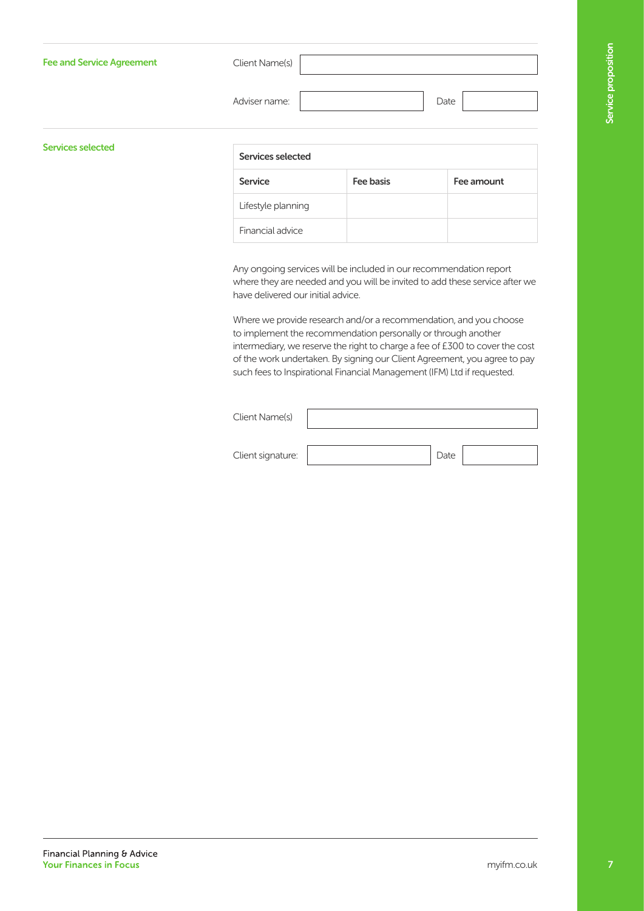## Fee and Service Agreement

Client Name(s)

Adviser name: Date

## Services selected

| Services selected | | |
|---|---|---|
| **Service** | **Fee basis** | **Fee amount** |
| Lifestyle planning | | |
| Financial advice | | |

Any ongoing services will be included in our recommendation report where they are needed and you will be invited to add these service after we have delivered our initial advice.

Where we provide research and/or a recommendation, and you choose to implement the recommendation personally or through another intermediary, we reserve the right to charge a fee of £300 to cover the cost of the work undertaken. By signing our Client Agreement, you agree to pay such fees to Inspirational Financial Management (IFM) Ltd if requested.

Client Name(s)

Client signature: Date